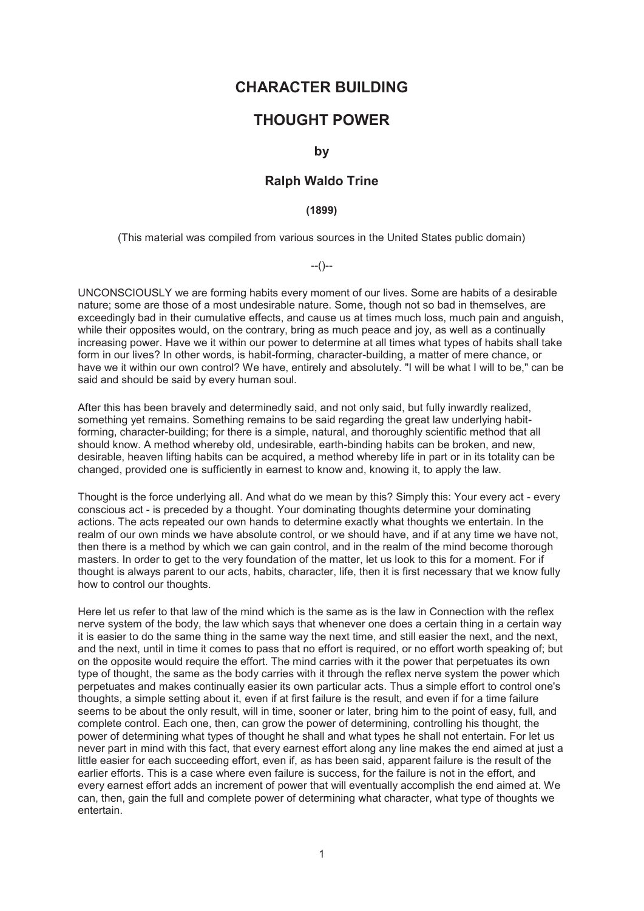# CHARACTER BUILDING

# THOUGHT POWER

### by

### Ralph Waldo Trine

**(1899)**

(This material was compiled from various sources in the United States public domain)

--()--

UNCONSCIOUSLY we are forming habits every moment of our lives. Some are habits of a desirable nature; some are those of a most undesirable nature. Some, though not so bad in themselves, are exceedingly bad in their cumulative effects, and cause us at times much loss, much pain and anguish, while their opposites would, on the contrary, bring as much peace and joy, as well as a continually increasing power. Have we it within our power to determine at all times what types of habits shall take form in our lives? In other words, is habit-forming, character-building, a matter of mere chance, or have we it within our own control? We have, entirely and absolutely. "I will be what I will to be," can be said and should be said by every human soul.

After this has been bravely and determinedly said, and not only said, but fully inwardly realized, something yet remains. Something remains to be said regarding the great law underlying habit-forming, character-building; for there is a simple, natural, and thoroughly scientific method that all should know. A method whereby old, undesirable, earth-binding habits can be broken, and new, desirable, heaven lifting habits can be acquired, a method whereby life in part or in its totality can be changed, provided one is sufficiently in earnest to know and, knowing it, to apply the law.

Thought is the force underlying all. And what do we mean by this? Simply this: Your every act - every conscious act - is preceded by a thought. Your dominating thoughts determine your dominating actions. The acts repeated our own hands to determine exactly what thoughts we entertain. In the realm of our own minds we have absolute control, or we should have, and if at any time we have not, then there is a method by which we can gain control, and in the realm of the mind become thorough masters. In order to get to the very foundation of the matter, let us look to this for a moment. For if thought is always parent to our acts, habits, character, life, then it is first necessary that we know fully how to control our thoughts.

Here let us refer to that law of the mind which is the same as is the law in Connection with the reflex nerve system of the body, the law which says that whenever one does a certain thing in a certain way it is easier to do the same thing in the same way the next time, and still easier the next, and the next, and the next, until in time it comes to pass that no effort is required, or no effort worth speaking of; but on the opposite would require the effort. The mind carries with it the power that perpetuates its own type of thought, the same as the body carries with it through the reflex nerve system the power which perpetuates and makes continually easier its own particular acts. Thus a simple effort to control one's thoughts, a simple setting about it, even if at first failure is the result, and even if for a time failure seems to be about the only result, will in time, sooner or later, bring him to the point of easy, full, and complete control. Each one, then, can grow the power of determining, controlling his thought, the power of determining what types of thought he shall and what types he shall not entertain. For let us never part in mind with this fact, that every earnest effort along any line makes the end aimed at just a little easier for each succeeding effort, even if, as has been said, apparent failure is the result of the earlier efforts. This is a case where even failure is success, for the failure is not in the effort, and every earnest effort adds an increment of power that will eventually accomplish the end aimed at. We can, then, gain the full and complete power of determining what character, what type of thoughts we entertain.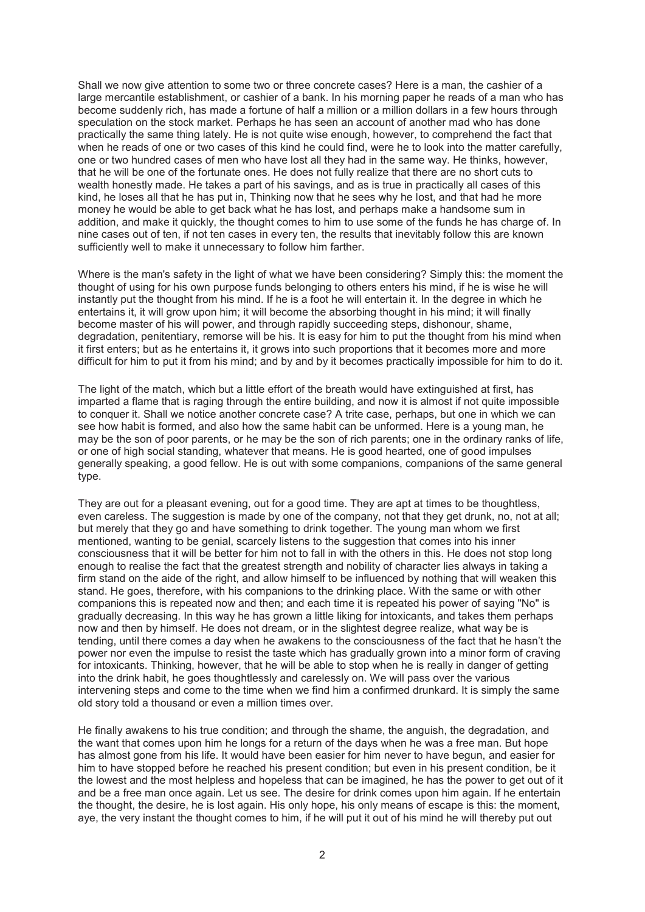Shall we now give attention to some two or three concrete cases? Here is a man, the cashier of a large mercantile establishment, or cashier of a bank. In his morning paper he reads of a man who has become suddenly rich, has made a fortune of half a million or a million dollars in a few hours through speculation on the stock market. Perhaps he has seen an account of another mad who has done practically the same thing lately. He is not quite wise enough, however, to comprehend the fact that when he reads of one or two cases of this kind he could find, were he to look into the matter carefully, one or two hundred cases of men who have lost all they had in the same way. He thinks, however, that he will be one of the fortunate ones. He does not fully realize that there are no short cuts to wealth honestly made. He takes a part of his savings, and as is true in practically all cases of this kind, he loses all that he has put in, Thinking now that he sees why he lost, and that had he more money he would be able to get back what he has lost, and perhaps make a handsome sum in addition, and make it quickly, the thought comes to him to use some of the funds he has charge of. In nine cases out of ten, if not ten cases in every ten, the results that inevitably follow this are known sufficiently well to make it unnecessary to follow him farther.

Where is the man's safety in the light of what we have been considering? Simply this: the moment the thought of using for his own purpose funds belonging to others enters his mind, if he is wise he will instantly put the thought from his mind. If he is a foot he will entertain it. In the degree in which he entertains it, it will grow upon him; it will become the absorbing thought in his mind; it will finally become master of his will power, and through rapidly succeeding steps, dishonour, shame, degradation, penitentiary, remorse will be his. It is easy for him to put the thought from his mind when it first enters; but as he entertains it, it grows into such proportions that it becomes more and more difficult for him to put it from his mind; and by and by it becomes practically impossible for him to do it.

The light of the match, which but a little effort of the breath would have extinguished at first, has imparted a flame that is raging through the entire building, and now it is almost if not quite impossible to conquer it. Shall we notice another concrete case? A trite case, perhaps, but one in which we can see how habit is formed, and also how the same habit can be unformed. Here is a young man, he may be the son of poor parents, or he may be the son of rich parents; one in the ordinary ranks of life, or one of high social standing, whatever that means. He is good hearted, one of good impulses generally speaking, a good fellow. He is out with some companions, companions of the same general type.

They are out for a pleasant evening, out for a good time. They are apt at times to be thoughtless, even careless. The suggestion is made by one of the company, not that they get drunk, no, not at all; but merely that they go and have something to drink together. The young man whom we first mentioned, wanting to be genial, scarcely listens to the suggestion that comes into his inner consciousness that it will be better for him not to fall in with the others in this. He does not stop long enough to realise the fact that the greatest strength and nobility of character lies always in taking a firm stand on the aide of the right, and allow himself to be influenced by nothing that will weaken this stand. He goes, therefore, with his companions to the drinking place. With the same or with other companions this is repeated now and then; and each time it is repeated his power of saying "No" is gradually decreasing. In this way he has grown a little liking for intoxicants, and takes them perhaps now and then by himself. He does not dream, or in the slightest degree realize, what way be is tending, until there comes a day when he awakens to the consciousness of the fact that he hasn't the power nor even the impulse to resist the taste which has gradually grown into a minor form of craving for intoxicants. Thinking, however, that he will be able to stop when he is really in danger of getting into the drink habit, he goes thoughtlessly and carelessly on. We will pass over the various intervening steps and come to the time when we find him a confirmed drunkard. It is simply the same old story told a thousand or even a million times over.

He finally awakens to his true condition; and through the shame, the anguish, the degradation, and the want that comes upon him he longs for a return of the days when he was a free man. But hope has almost gone from his life. It would have been easier for him never to have begun, and easier for him to have stopped before he reached his present condition; but even in his present condition, be it the lowest and the most helpless and hopeless that can be imagined, he has the power to get out of it and be a free man once again. Let us see. The desire for drink comes upon him again. If he entertain the thought, the desire, he is lost again. His only hope, his only means of escape is this: the moment, aye, the very instant the thought comes to him, if he will put it out of his mind he will thereby put out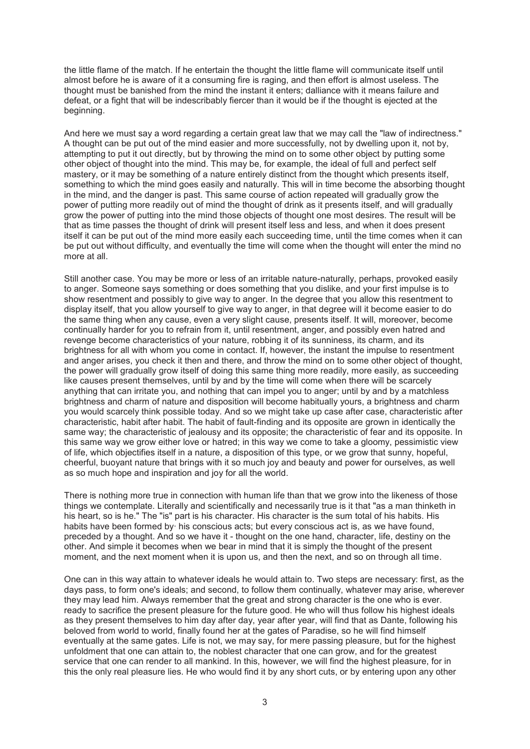the little flame of the match. If he entertain the thought the little flame will communicate itself until almost before he is aware of it a consuming fire is raging, and then effort is almost useless. The thought must be banished from the mind the instant it enters; dalliance with it means failure and defeat, or a fight that will be indescribably fiercer than it would be if the thought is ejected at the beginning.

And here we must say a word regarding a certain great law that we may call the "law of indirectness." A thought can be put out of the mind easier and more successfully, not by dwelling upon it, not by, attempting to put it out directly, but by throwing the mind on to some other object by putting some other object of thought into the mind. This may be, for example, the ideal of full and perfect self mastery, or it may be something of a nature entirely distinct from the thought which presents itself, something to which the mind goes easily and naturally. This will in time become the absorbing thought in the mind, and the danger is past. This same course of action repeated will gradually grow the power of putting more readily out of mind the thought of drink as it presents itself, and will gradually grow the power of putting into the mind those objects of thought one most desires. The result will be that as time passes the thought of drink will present itself less and less, and when it does present itself it can be put out of the mind more easily each succeeding time, until the time comes when it can be put out without difficulty, and eventually the time will come when the thought will enter the mind no more at all.

Still another case. You may be more or less of an irritable nature-naturally, perhaps, provoked easily to anger. Someone says something or does something that you dislike, and your first impulse is to show resentment and possibly to give way to anger. In the degree that you allow this resentment to display itself, that you allow yourself to give way to anger, in that degree will it become easier to do the same thing when any cause, even a very slight cause, presents itself. It will, moreover, become continually harder for you to refrain from it, until resentment, anger, and possibly even hatred and revenge become characteristics of your nature, robbing it of its sunniness, its charm, and its brightness for all with whom you come in contact. If, however, the instant the impulse to resentment and anger arises, you check it then and there, and throw the mind on to some other object of thought, the power will gradually grow itself of doing this same thing more readily, more easily, as succeeding like causes present themselves, until by and by the time will come when there will be scarcely anything that can irritate you, and nothing that can impel you to anger; until by and by a matchless brightness and charm of nature and disposition will become habitually yours, a brightness and charm you would scarcely think possible today. And so we might take up case after case, characteristic after characteristic, habit after habit. The habit of fault-finding and its opposite are grown in identically the same way; the characteristic of jealousy and its opposite; the characteristic of fear and its opposite. In this same way we grow either love or hatred; in this way we come to take a gloomy, pessimistic view of life, which objectifies itself in a nature, a disposition of this type, or we grow that sunny, hopeful, cheerful, buoyant nature that brings with it so much joy and beauty and power for ourselves, as well as so much hope and inspiration and joy for all the world.

There is nothing more true in connection with human life than that we grow into the likeness of those things we contemplate. Literally and scientifically and necessarily true is it that "as a man thinketh in his heart, so is he." The "is" part is his character. His character is the sum total of his habits. His habits have been formed by· his conscious acts; but every conscious act is, as we have found, preceded by a thought. And so we have it - thought on the one hand, character, life, destiny on the other. And simple it becomes when we bear in mind that it is simply the thought of the present moment, and the next moment when it is upon us, and then the next, and so on through all time.

One can in this way attain to whatever ideals he would attain to. Two steps are necessary: first, as the days pass, to form one's ideals; and second, to follow them continually, whatever may arise, wherever they may lead him. Always remember that the great and strong character is the one who is ever. ready to sacrifice the present pleasure for the future good. He who will thus follow his highest ideals as they present themselves to him day after day, year after year, will find that as Dante, following his beloved from world to world, finally found her at the gates of Paradise, so he will find himself eventually at the same gates. Life is not, we may say, for mere passing pleasure, but for the highest unfoldment that one can attain to, the noblest character that one can grow, and for the greatest service that one can render to all mankind. In this, however, we will find the highest pleasure, for in this the only real pleasure lies. He who would find it by any short cuts, or by entering upon any other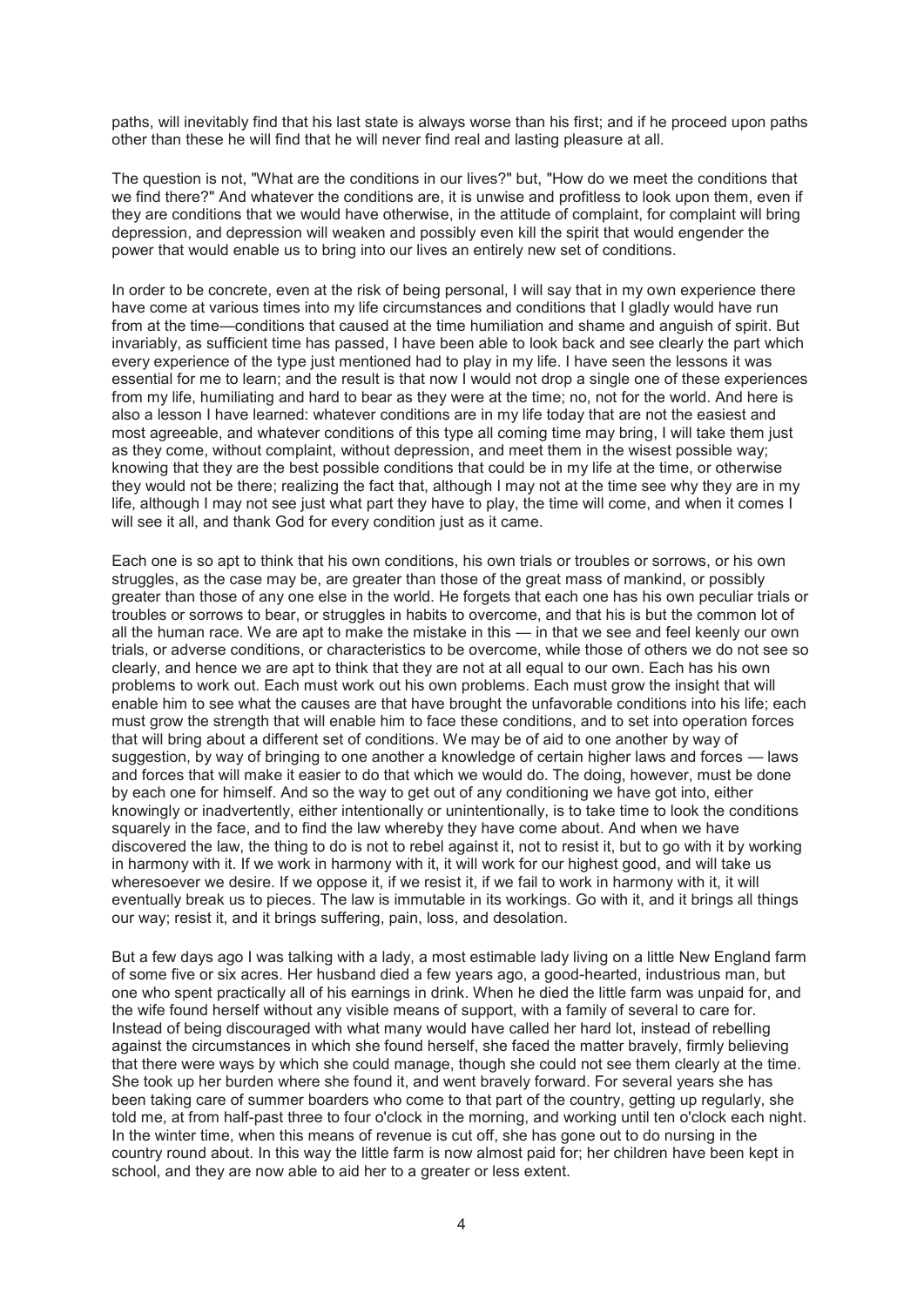paths, will inevitably find that his last state is always worse than his first; and if he proceed upon paths other than these he will find that he will never find real and lasting pleasure at all.

The question is not, "What are the conditions in our lives?" but, "How do we meet the conditions that we find there?" And whatever the conditions are, it is unwise and profitless to look upon them, even if they are conditions that we would have otherwise, in the attitude of complaint, for complaint will bring depression, and depression will weaken and possibly even kill the spirit that would engender the power that would enable us to bring into our lives an entirely new set of conditions.

In order to be concrete, even at the risk of being personal, I will say that in my own experience there have come at various times into my life circumstances and conditions that I gladly would have run from at the time—conditions that caused at the time humiliation and shame and anguish of spirit. But invariably, as sufficient time has passed, I have been able to look back and see clearly the part which every experience of the type just mentioned had to play in my life. I have seen the lessons it was essential for me to learn; and the result is that now I would not drop a single one of these experiences from my life, humiliating and hard to bear as they were at the time; no, not for the world. And here is also a lesson I have learned: whatever conditions are in my life today that are not the easiest and most agreeable, and whatever conditions of this type all coming time may bring, I will take them just as they come, without complaint, without depression, and meet them in the wisest possible way; knowing that they are the best possible conditions that could be in my life at the time, or otherwise they would not be there; realizing the fact that, although I may not at the time see why they are in my life, although I may not see just what part they have to play, the time will come, and when it comes I will see it all, and thank God for every condition just as it came.

Each one is so apt to think that his own conditions, his own trials or troubles or sorrows, or his own struggles, as the case may be, are greater than those of the great mass of mankind, or possibly greater than those of any one else in the world. He forgets that each one has his own peculiar trials or troubles or sorrows to bear, or struggles in habits to overcome, and that his is but the common lot of all the human race. We are apt to make the mistake in this — in that we see and feel keenly our own trials, or adverse conditions, or characteristics to be overcome, while those of others we do not see so clearly, and hence we are apt to think that they are not at all equal to our own. Each has his own problems to work out. Each must work out his own problems. Each must grow the insight that will enable him to see what the causes are that have brought the unfavorable conditions into his life; each must grow the strength that will enable him to face these conditions, and to set into operation forces that will bring about a different set of conditions. We may be of aid to one another by way of suggestion, by way of bringing to one another a knowledge of certain higher laws and forces — laws and forces that will make it easier to do that which we would do. The doing, however, must be done by each one for himself. And so the way to get out of any conditioning we have got into, either knowingly or inadvertently, either intentionally or unintentionally, is to take time to look the conditions squarely in the face, and to find the law whereby they have come about. And when we have discovered the law, the thing to do is not to rebel against it, not to resist it, but to go with it by working in harmony with it. If we work in harmony with it, it will work for our highest good, and will take us wheresoever we desire. If we oppose it, if we resist it, if we fail to work in harmony with it, it will eventually break us to pieces. The law is immutable in its workings. Go with it, and it brings all things our way; resist it, and it brings suffering, pain, loss, and desolation.

But a few days ago I was talking with a lady, a most estimable lady living on a little New England farm of some five or six acres. Her husband died a few years ago, a good-hearted, industrious man, but one who spent practically all of his earnings in drink. When he died the little farm was unpaid for, and the wife found herself without any visible means of support, with a family of several to care for. Instead of being discouraged with what many would have called her hard lot, instead of rebelling against the circumstances in which she found herself, she faced the matter bravely, firmly believing that there were ways by which she could manage, though she could not see them clearly at the time. She took up her burden where she found it, and went bravely forward. For several years she has been taking care of summer boarders who come to that part of the country, getting up regularly, she told me, at from half-past three to four o'clock in the morning, and working until ten o'clock each night. In the winter time, when this means of revenue is cut off, she has gone out to do nursing in the country round about. In this way the little farm is now almost paid for; her children have been kept in school, and they are now able to aid her to a greater or less extent.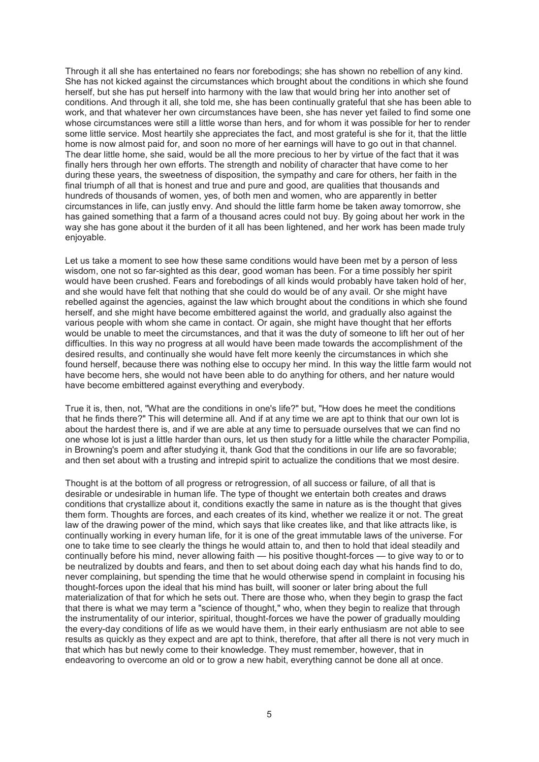Through it all she has entertained no fears nor forebodings; she has shown no rebellion of any kind. She has not kicked against the circumstances which brought about the conditions in which she found herself, but she has put herself into harmony with the law that would bring her into another set of conditions. And through it all, she told me, she has been continually grateful that she has been able to work, and that whatever her own circumstances have been, she has never yet failed to find some one whose circumstances were still a little worse than hers, and for whom it was possible for her to render some little service. Most heartily she appreciates the fact, and most grateful is she for it, that the little home is now almost paid for, and soon no more of her earnings will have to go out in that channel. The dear little home, she said, would be all the more precious to her by virtue of the fact that it was finally hers through her own efforts. The strength and nobility of character that have come to her during these years, the sweetness of disposition, the sympathy and care for others, her faith in the final triumph of all that is honest and true and pure and good, are qualities that thousands and hundreds of thousands of women, yes, of both men and women, who are apparently in better circumstances in life, can justly envy. And should the little farm home be taken away tomorrow, she has gained something that a farm of a thousand acres could not buy. By going about her work in the way she has gone about it the burden of it all has been lightened, and her work has been made truly enjoyable.

Let us take a moment to see how these same conditions would have been met by a person of less wisdom, one not so far-sighted as this dear, good woman has been. For a time possibly her spirit would have been crushed. Fears and forebodings of all kinds would probably have taken hold of her, and she would have felt that nothing that she could do would be of any avail. Or she might have rebelled against the agencies, against the law which brought about the conditions in which she found herself, and she might have become embittered against the world, and gradually also against the various people with whom she came in contact. Or again, she might have thought that her efforts would be unable to meet the circumstances, and that it was the duty of someone to lift her out of her difficulties. In this way no progress at all would have been made towards the accomplishment of the desired results, and continually she would have felt more keenly the circumstances in which she found herself, because there was nothing else to occupy her mind. In this way the little farm would not have become hers, she would not have been able to do anything for others, and her nature would have become embittered against everything and everybody.

True it is, then, not, "What are the conditions in one's life?" but, "How does he meet the conditions that he finds there?" This will determine all. And if at any time we are apt to think that our own lot is about the hardest there is, and if we are able at any time to persuade ourselves that we can find no one whose lot is just a little harder than ours, let us then study for a little while the character Pompilia, in Browning's poem and after studying it, thank God that the conditions in our life are so favorable; and then set about with a trusting and intrepid spirit to actualize the conditions that we most desire.

Thought is at the bottom of all progress or retrogression, of all success or failure, of all that is desirable or undesirable in human life. The type of thought we entertain both creates and draws conditions that crystallize about it, conditions exactly the same in nature as is the thought that gives them form. Thoughts are forces, and each creates of its kind, whether we realize it or not. The great law of the drawing power of the mind, which says that like creates like, and that like attracts like, is continually working in every human life, for it is one of the great immutable laws of the universe. For one to take time to see clearly the things he would attain to, and then to hold that ideal steadily and continually before his mind, never allowing faith — his positive thought-forces — to give way to or to be neutralized by doubts and fears, and then to set about doing each day what his hands find to do, never complaining, but spending the time that he would otherwise spend in complaint in focusing his thought-forces upon the ideal that his mind has built, will sooner or later bring about the full materialization of that for which he sets out. There are those who, when they begin to grasp the fact that there is what we may term a "science of thought," who, when they begin to realize that through the instrumentality of our interior, spiritual, thought-forces we have the power of gradually moulding the every-day conditions of life as we would have them, in their early enthusiasm are not able to see results as quickly as they expect and are apt to think, therefore, that after all there is not very much in that which has but newly come to their knowledge. They must remember, however, that in endeavoring to overcome an old or to grow a new habit, everything cannot be done all at once.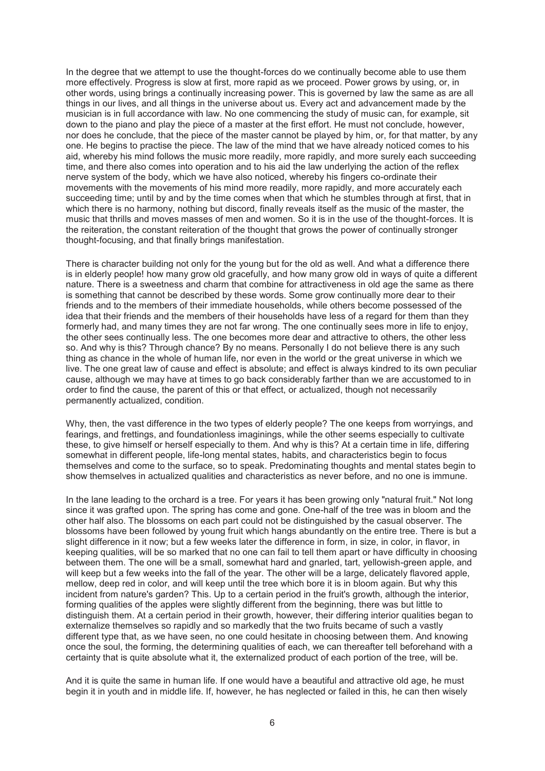In the degree that we attempt to use the thought-forces do we continually become able to use them more effectively. Progress is slow at first, more rapid as we proceed. Power grows by using, or, in other words, using brings a continually increasing power. This is governed by law the same as are all things in our lives, and all things in the universe about us. Every act and advancement made by the musician is in full accordance with law. No one commencing the study of music can, for example, sit down to the piano and play the piece of a master at the first effort. He must not conclude, however, nor does he conclude, that the piece of the master cannot be played by him, or, for that matter, by any one. He begins to practise the piece. The law of the mind that we have already noticed comes to his aid, whereby his mind follows the music more readily, more rapidly, and more surely each succeeding time, and there also comes into operation and to his aid the law underlying the action of the reflex nerve system of the body, which we have also noticed, whereby his fingers co-ordinate their movements with the movements of his mind more readily, more rapidly, and more accurately each succeeding time; until by and by the time comes when that which he stumbles through at first, that in which there is no harmony, nothing but discord, finally reveals itself as the music of the master, the music that thrills and moves masses of men and women. So it is in the use of the thought-forces. It is the reiteration, the constant reiteration of the thought that grows the power of continually stronger thought-focusing, and that finally brings manifestation.

There is character building not only for the young but for the old as well. And what a difference there is in elderly people! how many grow old gracefully, and how many grow old in ways of quite a different nature. There is a sweetness and charm that combine for attractiveness in old age the same as there is something that cannot be described by these words. Some grow continually more dear to their friends and to the members of their immediate households, while others become possessed of the idea that their friends and the members of their households have less of a regard for them than they formerly had, and many times they are not far wrong. The one continually sees more in life to enjoy, the other sees continually less. The one becomes more dear and attractive to others, the other less so. And why is this? Through chance? By no means. Personally I do not believe there is any such thing as chance in the whole of human life, nor even in the world or the great universe in which we live. The one great law of cause and effect is absolute; and effect is always kindred to its own peculiar cause, although we may have at times to go back considerably farther than we are accustomed to in order to find the cause, the parent of this or that effect, or actualized, though not necessarily permanently actualized, condition.

Why, then, the vast difference in the two types of elderly people? The one keeps from worryings, and fearings, and frettings, and foundationless imaginings, while the other seems especially to cultivate these, to give himself or herself especially to them. And why is this? At a certain time in life, differing somewhat in different people, life-long mental states, habits, and characteristics begin to focus themselves and come to the surface, so to speak. Predominating thoughts and mental states begin to show themselves in actualized qualities and characteristics as never before, and no one is immune.

In the lane leading to the orchard is a tree. For years it has been growing only "natural fruit." Not long since it was grafted upon. The spring has come and gone. One-half of the tree was in bloom and the other half also. The blossoms on each part could not be distinguished by the casual observer. The blossoms have been followed by young fruit which hangs abundantly on the entire tree. There is but a slight difference in it now; but a few weeks later the difference in form, in size, in color, in flavor, in keeping qualities, will be so marked that no one can fail to tell them apart or have difficulty in choosing between them. The one will be a small, somewhat hard and gnarled, tart, yellowish-green apple, and will keep but a few weeks into the fall of the year. The other will be a large, delicately flavored apple, mellow, deep red in color, and will keep until the tree which bore it is in bloom again. But why this incident from nature's garden? This. Up to a certain period in the fruit's growth, although the interior, forming qualities of the apples were slightly different from the beginning, there was but little to distinguish them. At a certain period in their growth, however, their differing interior qualities began to externalize themselves so rapidly and so markedly that the two fruits became of such a vastly different type that, as we have seen, no one could hesitate in choosing between them. And knowing once the soul, the forming, the determining qualities of each, we can thereafter tell beforehand with a certainty that is quite absolute what it, the externalized product of each portion of the tree, will be.

And it is quite the same in human life. If one would have a beautiful and attractive old age, he must begin it in youth and in middle life. If, however, he has neglected or failed in this, he can then wisely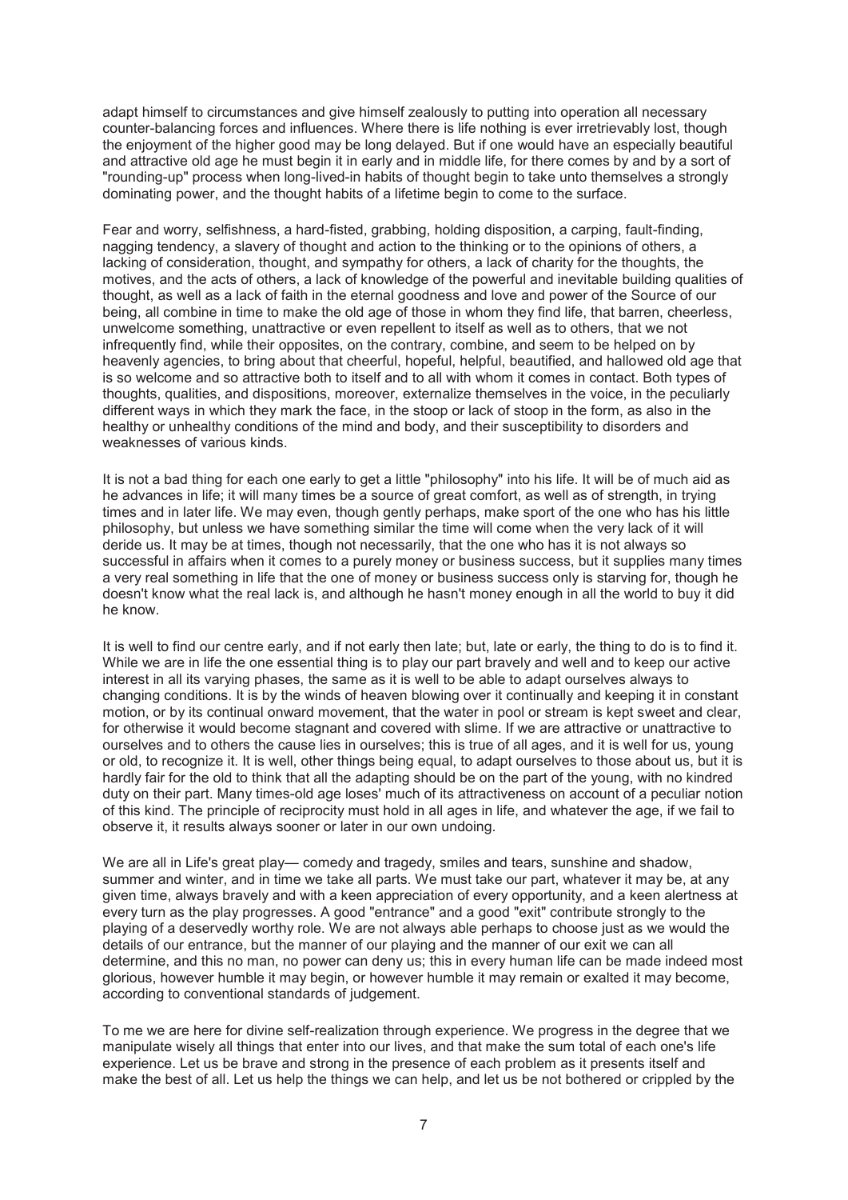adapt himself to circumstances and give himself zealously to putting into operation all necessary counter-balancing forces and influences. Where there is life nothing is ever irretrievably lost, though the enjoyment of the higher good may be long delayed. But if one would have an especially beautiful and attractive old age he must begin it in early and in middle life, for there comes by and by a sort of "rounding-up" process when long-lived-in habits of thought begin to take unto themselves a strongly dominating power, and the thought habits of a lifetime begin to come to the surface.

Fear and worry, selfishness, a hard-fisted, grabbing, holding disposition, a carping, fault-finding, nagging tendency, a slavery of thought and action to the thinking or to the opinions of others, a lacking of consideration, thought, and sympathy for others, a lack of charity for the thoughts, the motives, and the acts of others, a lack of knowledge of the powerful and inevitable building qualities of thought, as well as a lack of faith in the eternal goodness and love and power of the Source of our being, all combine in time to make the old age of those in whom they find life, that barren, cheerless, unwelcome something, unattractive or even repellent to itself as well as to others, that we not infrequently find, while their opposites, on the contrary, combine, and seem to be helped on by heavenly agencies, to bring about that cheerful, hopeful, helpful, beautified, and hallowed old age that is so welcome and so attractive both to itself and to all with whom it comes in contact. Both types of thoughts, qualities, and dispositions, moreover, externalize themselves in the voice, in the peculiarly different ways in which they mark the face, in the stoop or lack of stoop in the form, as also in the healthy or unhealthy conditions of the mind and body, and their susceptibility to disorders and weaknesses of various kinds.

It is not a bad thing for each one early to get a little "philosophy" into his life. It will be of much aid as he advances in life; it will many times be a source of great comfort, as well as of strength, in trying times and in later life. We may even, though gently perhaps, make sport of the one who has his little philosophy, but unless we have something similar the time will come when the very lack of it will deride us. It may be at times, though not necessarily, that the one who has it is not always so successful in affairs when it comes to a purely money or business success, but it supplies many times a very real something in life that the one of money or business success only is starving for, though he doesn't know what the real lack is, and although he hasn't money enough in all the world to buy it did he know.

It is well to find our centre early, and if not early then late; but, late or early, the thing to do is to find it. While we are in life the one essential thing is to play our part bravely and well and to keep our active interest in all its varying phases, the same as it is well to be able to adapt ourselves always to changing conditions. It is by the winds of heaven blowing over it continually and keeping it in constant motion, or by its continual onward movement, that the water in pool or stream is kept sweet and clear, for otherwise it would become stagnant and covered with slime. If we are attractive or unattractive to ourselves and to others the cause lies in ourselves; this is true of all ages, and it is well for us, young or old, to recognize it. It is well, other things being equal, to adapt ourselves to those about us, but it is hardly fair for the old to think that all the adapting should be on the part of the young, with no kindred duty on their part. Many times-old age loses' much of its attractiveness on account of a peculiar notion of this kind. The principle of reciprocity must hold in all ages in life, and whatever the age, if we fail to observe it, it results always sooner or later in our own undoing.

We are all in Life's great play— comedy and tragedy, smiles and tears, sunshine and shadow, summer and winter, and in time we take all parts. We must take our part, whatever it may be, at any given time, always bravely and with a keen appreciation of every opportunity, and a keen alertness at every turn as the play progresses. A good "entrance" and a good "exit" contribute strongly to the playing of a deservedly worthy role. We are not always able perhaps to choose just as we would the details of our entrance, but the manner of our playing and the manner of our exit we can all determine, and this no man, no power can deny us; this in every human life can be made indeed most glorious, however humble it may begin, or however humble it may remain or exalted it may become, according to conventional standards of judgement.

To me we are here for divine self-realization through experience. We progress in the degree that we manipulate wisely all things that enter into our lives, and that make the sum total of each one's life experience. Let us be brave and strong in the presence of each problem as it presents itself and make the best of all. Let us help the things we can help, and let us be not bothered or crippled by the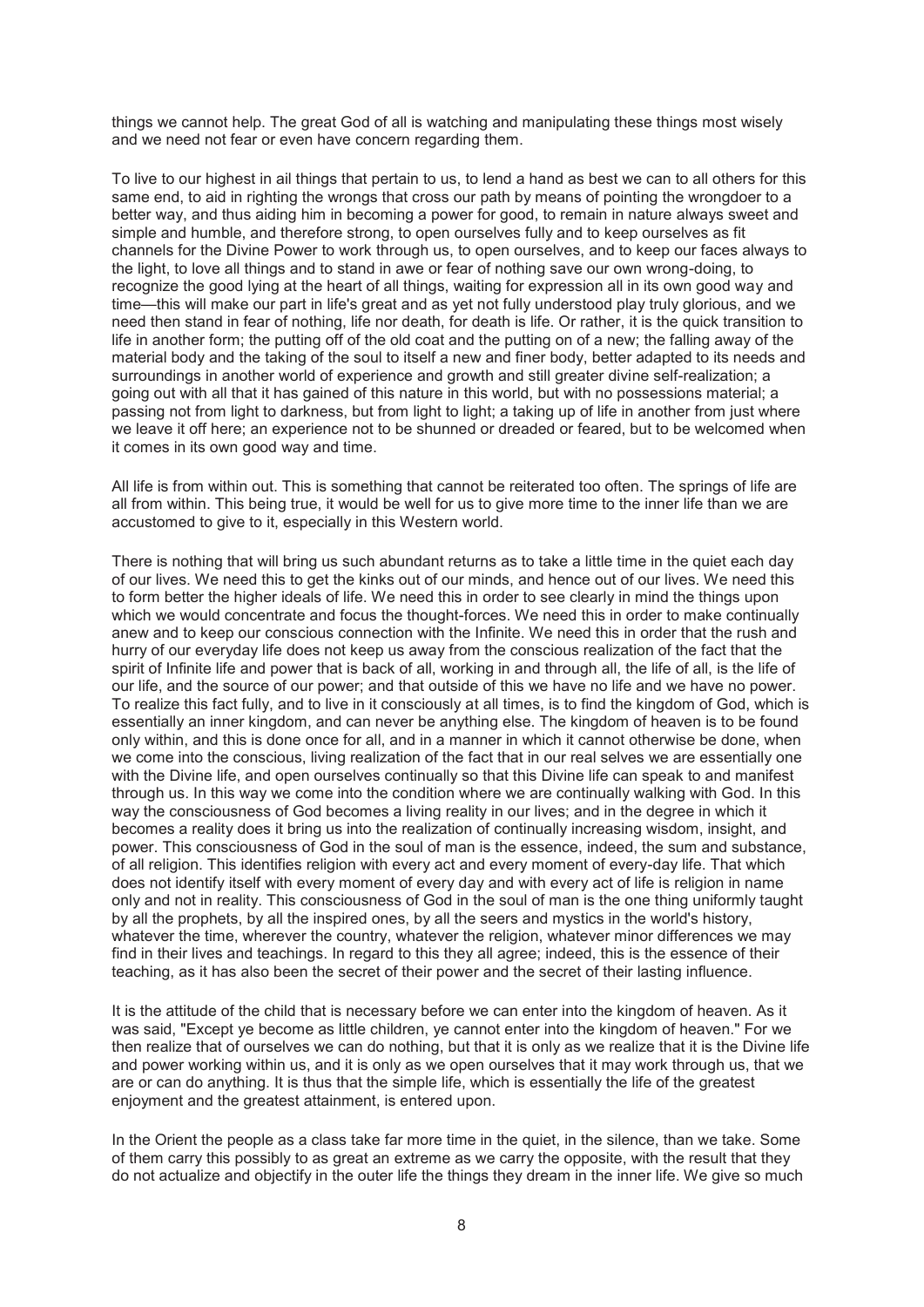things we cannot help. The great God of all is watching and manipulating these things most wisely and we need not fear or even have concern regarding them.

To live to our highest in ail things that pertain to us, to lend a hand as best we can to all others for this same end, to aid in righting the wrongs that cross our path by means of pointing the wrongdoer to a better way, and thus aiding him in becoming a power for good, to remain in nature always sweet and simple and humble, and therefore strong, to open ourselves fully and to keep ourselves as fit channels for the Divine Power to work through us, to open ourselves, and to keep our faces always to the light, to love all things and to stand in awe or fear of nothing save our own wrong-doing, to recognize the good lying at the heart of all things, waiting for expression all in its own good way and time—this will make our part in life's great and as yet not fully understood play truly glorious, and we need then stand in fear of nothing, life nor death, for death is life. Or rather, it is the quick transition to life in another form; the putting off of the old coat and the putting on of a new; the falling away of the material body and the taking of the soul to itself a new and finer body, better adapted to its needs and surroundings in another world of experience and growth and still greater divine self-realization; a going out with all that it has gained of this nature in this world, but with no possessions material; a passing not from light to darkness, but from light to light; a taking up of life in another from just where we leave it off here; an experience not to be shunned or dreaded or feared, but to be welcomed when it comes in its own good way and time.

All life is from within out. This is something that cannot be reiterated too often. The springs of life are all from within. This being true, it would be well for us to give more time to the inner life than we are accustomed to give to it, especially in this Western world.

There is nothing that will bring us such abundant returns as to take a little time in the quiet each day of our lives. We need this to get the kinks out of our minds, and hence out of our lives. We need this to form better the higher ideals of life. We need this in order to see clearly in mind the things upon which we would concentrate and focus the thought-forces. We need this in order to make continually anew and to keep our conscious connection with the Infinite. We need this in order that the rush and hurry of our everyday life does not keep us away from the conscious realization of the fact that the spirit of Infinite life and power that is back of all, working in and through all, the life of all, is the life of our life, and the source of our power; and that outside of this we have no life and we have no power. To realize this fact fully, and to live in it consciously at all times, is to find the kingdom of God, which is essentially an inner kingdom, and can never be anything else. The kingdom of heaven is to be found only within, and this is done once for all, and in a manner in which it cannot otherwise be done, when we come into the conscious, living realization of the fact that in our real selves we are essentially one with the Divine life, and open ourselves continually so that this Divine life can speak to and manifest through us. In this way we come into the condition where we are continually walking with God. In this way the consciousness of God becomes a living reality in our lives; and in the degree in which it becomes a reality does it bring us into the realization of continually increasing wisdom, insight, and power. This consciousness of God in the soul of man is the essence, indeed, the sum and substance, of all religion. This identifies religion with every act and every moment of every-day life. That which does not identify itself with every moment of every day and with every act of life is religion in name only and not in reality. This consciousness of God in the soul of man is the one thing uniformly taught by all the prophets, by all the inspired ones, by all the seers and mystics in the world's history, whatever the time, wherever the country, whatever the religion, whatever minor differences we may find in their lives and teachings. In regard to this they all agree; indeed, this is the essence of their teaching, as it has also been the secret of their power and the secret of their lasting influence.

It is the attitude of the child that is necessary before we can enter into the kingdom of heaven. As it was said, "Except ye become as little children, ye cannot enter into the kingdom of heaven." For we then realize that of ourselves we can do nothing, but that it is only as we realize that it is the Divine life and power working within us, and it is only as we open ourselves that it may work through us, that we are or can do anything. It is thus that the simple life, which is essentially the life of the greatest enjoyment and the greatest attainment, is entered upon.

In the Orient the people as a class take far more time in the quiet, in the silence, than we take. Some of them carry this possibly to as great an extreme as we carry the opposite, with the result that they do not actualize and objectify in the outer life the things they dream in the inner life. We give so much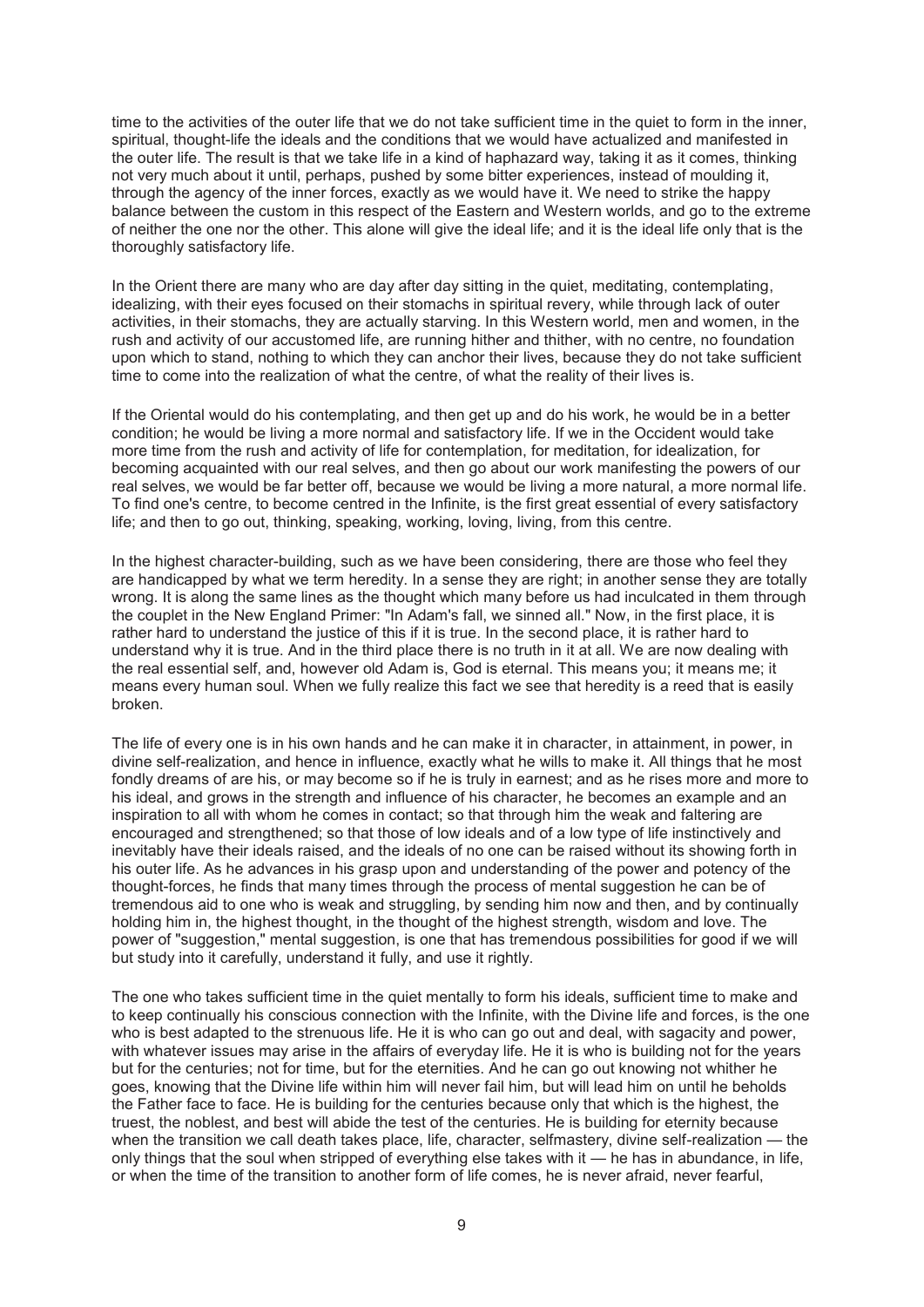time to the activities of the outer life that we do not take sufficient time in the quiet to form in the inner, spiritual, thought-life the ideals and the conditions that we would have actualized and manifested in the outer life. The result is that we take life in a kind of haphazard way, taking it as it comes, thinking not very much about it until, perhaps, pushed by some bitter experiences, instead of moulding it, through the agency of the inner forces, exactly as we would have it. We need to strike the happy balance between the custom in this respect of the Eastern and Western worlds, and go to the extreme of neither the one nor the other. This alone will give the ideal life; and it is the ideal life only that is the thoroughly satisfactory life.

In the Orient there are many who are day after day sitting in the quiet, meditating, contemplating, idealizing, with their eyes focused on their stomachs in spiritual revery, while through lack of outer activities, in their stomachs, they are actually starving. In this Western world, men and women, in the rush and activity of our accustomed life, are running hither and thither, with no centre, no foundation upon which to stand, nothing to which they can anchor their lives, because they do not take sufficient time to come into the realization of what the centre, of what the reality of their lives is.

If the Oriental would do his contemplating, and then get up and do his work, he would be in a better condition; he would be living a more normal and satisfactory life. If we in the Occident would take more time from the rush and activity of life for contemplation, for meditation, for idealization, for becoming acquainted with our real selves, and then go about our work manifesting the powers of our real selves, we would be far better off, because we would be living a more natural, a more normal life. To find one's centre, to become centred in the Infinite, is the first great essential of every satisfactory life; and then to go out, thinking, speaking, working, loving, living, from this centre.

In the highest character-building, such as we have been considering, there are those who feel they are handicapped by what we term heredity. In a sense they are right; in another sense they are totally wrong. It is along the same lines as the thought which many before us had inculcated in them through the couplet in the New England Primer: "In Adam's fall, we sinned all." Now, in the first place, it is rather hard to understand the justice of this if it is true. In the second place, it is rather hard to understand why it is true. And in the third place there is no truth in it at all. We are now dealing with the real essential self, and, however old Adam is, God is eternal. This means you; it means me; it means every human soul. When we fully realize this fact we see that heredity is a reed that is easily broken.

The life of every one is in his own hands and he can make it in character, in attainment, in power, in divine self-realization, and hence in influence, exactly what he wills to make it. All things that he most fondly dreams of are his, or may become so if he is truly in earnest; and as he rises more and more to his ideal, and grows in the strength and influence of his character, he becomes an example and an inspiration to all with whom he comes in contact; so that through him the weak and faltering are encouraged and strengthened; so that those of low ideals and of a low type of life instinctively and inevitably have their ideals raised, and the ideals of no one can be raised without its showing forth in his outer life. As he advances in his grasp upon and understanding of the power and potency of the thought-forces, he finds that many times through the process of mental suggestion he can be of tremendous aid to one who is weak and struggling, by sending him now and then, and by continually holding him in, the highest thought, in the thought of the highest strength, wisdom and love. The power of "suggestion," mental suggestion, is one that has tremendous possibilities for good if we will but study into it carefully, understand it fully, and use it rightly.

The one who takes sufficient time in the quiet mentally to form his ideals, sufficient time to make and to keep continually his conscious connection with the Infinite, with the Divine life and forces, is the one who is best adapted to the strenuous life. He it is who can go out and deal, with sagacity and power, with whatever issues may arise in the affairs of everyday life. He it is who is building not for the years but for the centuries; not for time, but for the eternities. And he can go out knowing not whither he goes, knowing that the Divine life within him will never fail him, but will lead him on until he beholds the Father face to face. He is building for the centuries because only that which is the highest, the truest, the noblest, and best will abide the test of the centuries. He is building for eternity because when the transition we call death takes place, life, character, selfmastery, divine self-realization — the only things that the soul when stripped of everything else takes with it — he has in abundance, in life, or when the time of the transition to another form of life comes, he is never afraid, never fearful,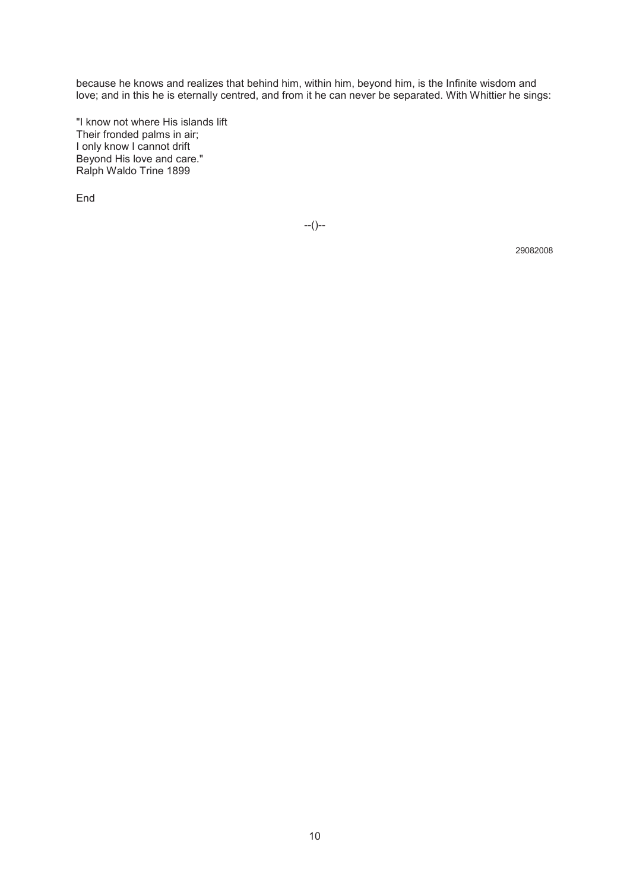because he knows and realizes that behind him, within him, beyond him, is the Infinite wisdom and love; and in this he is eternally centred, and from it he can never be separated. With Whittier he sings:

"I know not where His islands lift  
Their fronded palms in air;  
I only know I cannot drift  
Beyond His love and care."  
Ralph Waldo Trine 1899

End

--()--

29082008